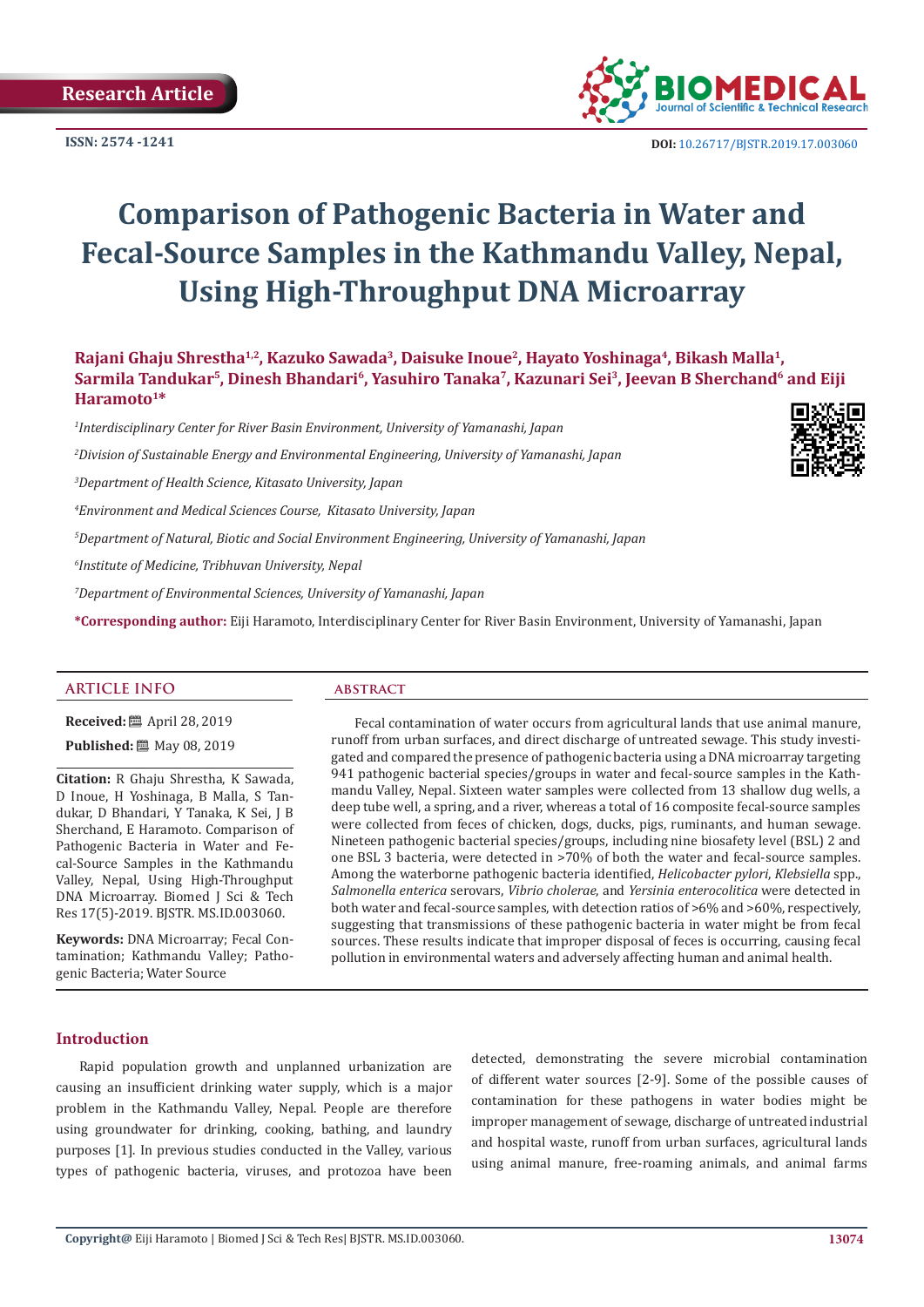Research Article

ISSN: 2574 -1241

DOI: 10.26717/BJSTR.2019.17.003060

# Comparison of Pathogenic Bacteria in Water and Fecal-Source Samples in the Kathmandu Valley, Nepal, Using High-Throughput DNA Microarray

**Rajani Ghaju Shrestha[1,2], Kazuko Sawada[3], Daisuke Inoue[2], Hayato Yoshinaga[4], Bikash Malla[1], Sarmila Tandukar[5], Dinesh Bhandari[6], Yasuhiro Tanaka[7], Kazunari Sei[3], Jeevan B Sherchand[6] and Eiji Haramoto[1*]**

[1]*Interdisciplinary Center for River Basin Environment, University of Yamanashi, Japan*

[2]*Division of Sustainable Energy and Environmental Engineering, University of Yamanashi, Japan*

[3]*Department of Health Science, Kitasato University, Japan*

[4]*Environment and Medical Sciences Course, Kitasato University, Japan*

[5]*Department of Natural, Biotic and Social Environment Engineering, University of Yamanashi, Japan*

[6]*Institute of Medicine, Tribhuvan University, Nepal*

[7]*Department of Environmental Sciences, University of Yamanashi, Japan*

**\*Corresponding author:** Eiji Haramoto, Interdisciplinary Center for River Basin Environment, University of Yamanashi, Japan

## ARTICLE INFO

**Received:** April 28, 2019

**Published:** May 08, 2019

**Citation:** R Ghaju Shrestha, K Sawada, D Inoue, H Yoshinaga, B Malla, S Tandukar, D Bhandari, Y Tanaka, K Sei, J B Sherchand, E Haramoto. Comparison of Pathogenic Bacteria in Water and Fecal-Source Samples in the Kathmandu Valley, Nepal, Using High-Throughput DNA Microarray. Biomed J Sci & Tech Res 17(5)-2019. BJSTR. MS.ID.003060.

**Keywords:** DNA Microarray; Fecal Contamination; Kathmandu Valley; Pathogenic Bacteria; Water Source

## ABSTRACT

Fecal contamination of water occurs from agricultural lands that use animal manure, runoff from urban surfaces, and direct discharge of untreated sewage. This study investigated and compared the presence of pathogenic bacteria using a DNA microarray targeting 941 pathogenic bacterial species/groups in water and fecal-source samples in the Kathmandu Valley, Nepal. Sixteen water samples were collected from 13 shallow dug wells, a deep tube well, a spring, and a river, whereas a total of 16 composite fecal-source samples were collected from feces of chicken, dogs, ducks, pigs, ruminants, and human sewage. Nineteen pathogenic bacterial species/groups, including nine biosafety level (BSL) 2 and one BSL 3 bacteria, were detected in >70% of both the water and fecal-source samples. Among the waterborne pathogenic bacteria identified, *Helicobacter pylori*, *Klebsiella* spp., *Salmonella enterica* serovars, *Vibrio cholerae*, and *Yersinia enterocolitica* were detected in both water and fecal-source samples, with detection ratios of >6% and >60%, respectively, suggesting that transmissions of these pathogenic bacteria in water might be from fecal sources. These results indicate that improper disposal of feces is occurring, causing fecal pollution in environmental waters and adversely affecting human and animal health.

## Introduction

Rapid population growth and unplanned urbanization are causing an insufficient drinking water supply, which is a major problem in the Kathmandu Valley, Nepal. People are therefore using groundwater for drinking, cooking, bathing, and laundry purposes [1]. In previous studies conducted in the Valley, various types of pathogenic bacteria, viruses, and protozoa have been detected, demonstrating the severe microbial contamination of different water sources [2-9]. Some of the possible causes of contamination for these pathogens in water bodies might be improper management of sewage, discharge of untreated industrial and hospital waste, runoff from urban surfaces, agricultural lands using animal manure, free-roaming animals, and animal farms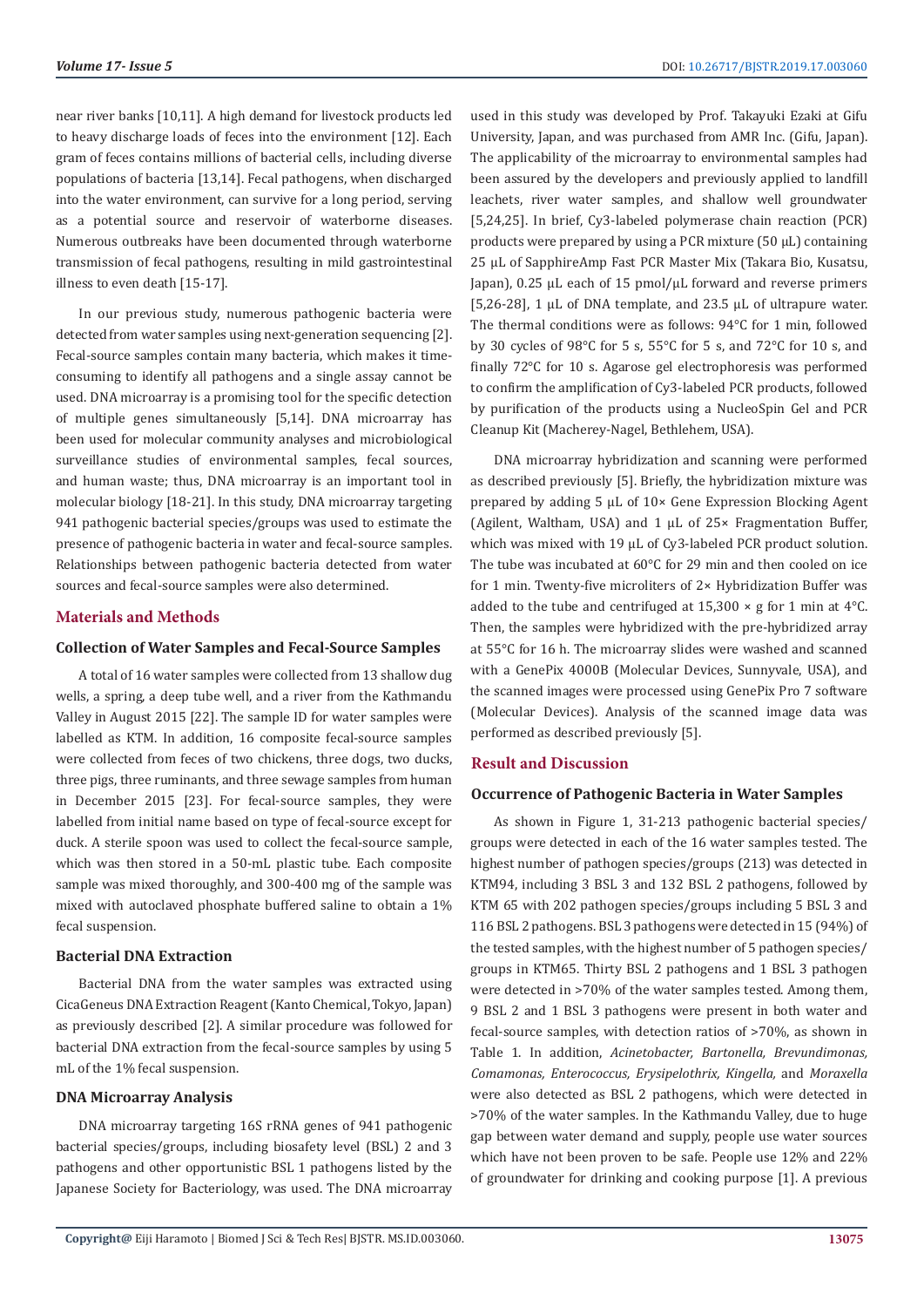near river banks [10,11]. A high demand for livestock products led to heavy discharge loads of feces into the environment [12]. Each gram of feces contains millions of bacterial cells, including diverse populations of bacteria [13,14]. Fecal pathogens, when discharged into the water environment, can survive for a long period, serving as a potential source and reservoir of waterborne diseases. Numerous outbreaks have been documented through waterborne transmission of fecal pathogens, resulting in mild gastrointestinal illness to even death [15-17].

In our previous study, numerous pathogenic bacteria were detected from water samples using next-generation sequencing [2]. Fecal-source samples contain many bacteria, which makes it time-consuming to identify all pathogens and a single assay cannot be used. DNA microarray is a promising tool for the specific detection of multiple genes simultaneously [5,14]. DNA microarray has been used for molecular community analyses and microbiological surveillance studies of environmental samples, fecal sources, and human waste; thus, DNA microarray is an important tool in molecular biology [18-21]. In this study, DNA microarray targeting 941 pathogenic bacterial species/groups was used to estimate the presence of pathogenic bacteria in water and fecal-source samples. Relationships between pathogenic bacteria detected from water sources and fecal-source samples were also determined.

## Materials and Methods

### Collection of Water Samples and Fecal-Source Samples

A total of 16 water samples were collected from 13 shallow dug wells, a spring, a deep tube well, and a river from the Kathmandu Valley in August 2015 [22]. The sample ID for water samples were labelled as KTM. In addition, 16 composite fecal-source samples were collected from feces of two chickens, three dogs, two ducks, three pigs, three ruminants, and three sewage samples from human in December 2015 [23]. For fecal-source samples, they were labelled from initial name based on type of fecal-source except for duck. A sterile spoon was used to collect the fecal-source sample, which was then stored in a 50-mL plastic tube. Each composite sample was mixed thoroughly, and 300-400 mg of the sample was mixed with autoclaved phosphate buffered saline to obtain a 1% fecal suspension.

### Bacterial DNA Extraction

Bacterial DNA from the water samples was extracted using CicaGeneus DNA Extraction Reagent (Kanto Chemical, Tokyo, Japan) as previously described [2]. A similar procedure was followed for bacterial DNA extraction from the fecal-source samples by using 5 mL of the 1% fecal suspension.

### DNA Microarray Analysis

DNA microarray targeting 16S rRNA genes of 941 pathogenic bacterial species/groups, including biosafety level (BSL) 2 and 3 pathogens and other opportunistic BSL 1 pathogens listed by the Japanese Society for Bacteriology, was used. The DNA microarray used in this study was developed by Prof. Takayuki Ezaki at Gifu University, Japan, and was purchased from AMR Inc. (Gifu, Japan). The applicability of the microarray to environmental samples had been assured by the developers and previously applied to landfill leachets, river water samples, and shallow well groundwater [5,24,25]. In brief, Cy3-labeled polymerase chain reaction (PCR) products were prepared by using a PCR mixture (50 μL) containing 25 μL of SapphireAmp Fast PCR Master Mix (Takara Bio, Kusatsu, Japan), 0.25 μL each of 15 pmol/μL forward and reverse primers [5,26-28], 1 μL of DNA template, and 23.5 μL of ultrapure water. The thermal conditions were as follows: 94°C for 1 min, followed by 30 cycles of 98°C for 5 s, 55°C for 5 s, and 72°C for 10 s, and finally 72°C for 10 s. Agarose gel electrophoresis was performed to confirm the amplification of Cy3-labeled PCR products, followed by purification of the products using a NucleoSpin Gel and PCR Cleanup Kit (Macherey-Nagel, Bethlehem, USA).

DNA microarray hybridization and scanning were performed as described previously [5]. Briefly, the hybridization mixture was prepared by adding 5 μL of 10× Gene Expression Blocking Agent (Agilent, Waltham, USA) and 1 μL of 25× Fragmentation Buffer, which was mixed with 19 μL of Cy3-labeled PCR product solution. The tube was incubated at 60°C for 29 min and then cooled on ice for 1 min. Twenty-five microliters of 2× Hybridization Buffer was added to the tube and centrifuged at 15,300 × g for 1 min at 4°C. Then, the samples were hybridized with the pre-hybridized array at 55°C for 16 h. The microarray slides were washed and scanned with a GenePix 4000B (Molecular Devices, Sunnyvale, USA), and the scanned images were processed using GenePix Pro 7 software (Molecular Devices). Analysis of the scanned image data was performed as described previously [5].

## Result and Discussion

### Occurrence of Pathogenic Bacteria in Water Samples

As shown in Figure 1, 31-213 pathogenic bacterial species/groups were detected in each of the 16 water samples tested. The highest number of pathogen species/groups (213) was detected in KTM94, including 3 BSL 3 and 132 BSL 2 pathogens, followed by KTM 65 with 202 pathogen species/groups including 5 BSL 3 and 116 BSL 2 pathogens. BSL 3 pathogens were detected in 15 (94%) of the tested samples, with the highest number of 5 pathogen species/groups in KTM65. Thirty BSL 2 pathogens and 1 BSL 3 pathogen were detected in >70% of the water samples tested. Among them, 9 BSL 2 and 1 BSL 3 pathogens were present in both water and fecal-source samples, with detection ratios of >70%, as shown in Table 1. In addition, *Acinetobacter, Bartonella, Brevundimonas, Comamonas, Enterococcus, Erysipelothrix, Kingella,* and *Moraxella* were also detected as BSL 2 pathogens, which were detected in >70% of the water samples. In the Kathmandu Valley, due to huge gap between water demand and supply, people use water sources which have not been proven to be safe. People use 12% and 22% of groundwater for drinking and cooking purpose [1]. A previous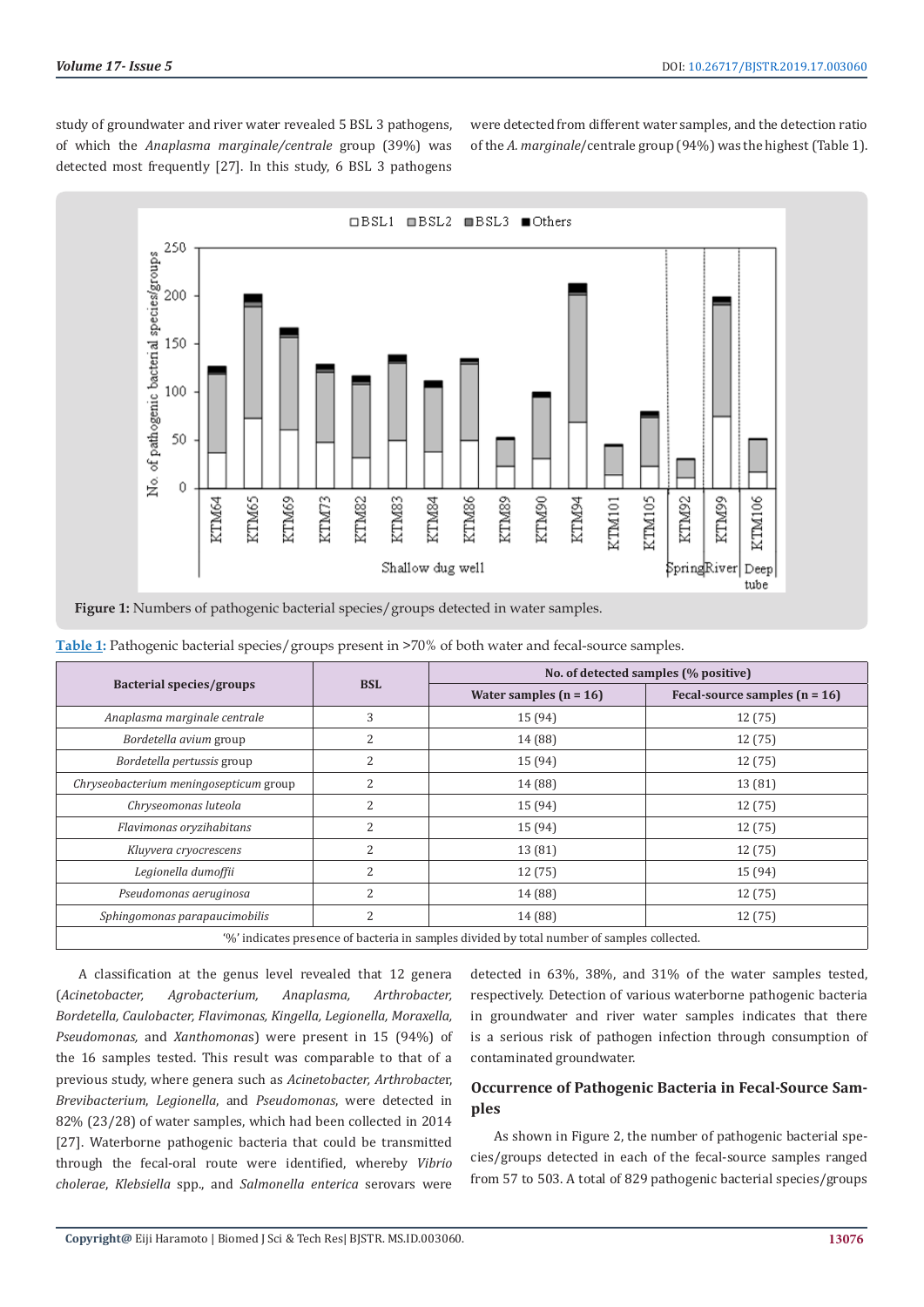study of groundwater and river water revealed 5 BSL 3 pathogens, of which the *Anaplasma marginale/centrale* group (39%) was detected most frequently [27]. In this study, 6 BSL 3 pathogens were detected from different water samples, and the detection ratio of the *A. marginale*/centrale group (94%) was the highest (Table 1).

**Figure 1:** Numbers of pathogenic bacterial species/groups detected in water samples.

**Table 1:** Pathogenic bacterial species/groups present in >70% of both water and fecal-source samples.

| Bacterial species/groups | BSL | No. of detected samples (% positive) | |
|---|---|---|---|
| | | Water samples (n = 16) | Fecal-source samples (n = 16) |
| *Anaplasma marginale centrale* | 3 | 15 (94) | 12 (75) |
| *Bordetella avium* group | 2 | 14 (88) | 12 (75) |
| *Bordetella pertussis* group | 2 | 15 (94) | 12 (75) |
| *Chryseobacterium meningosepticum* group | 2 | 14 (88) | 13 (81) |
| *Chryseomonas luteola* | 2 | 15 (94) | 12 (75) |
| *Flavimonas oryzihabitans* | 2 | 15 (94) | 12 (75) |
| *Kluyvera cryocrescens* | 2 | 13 (81) | 12 (75) |
| *Legionella dumoffii* | 2 | 12 (75) | 15 (94) |
| *Pseudomonas aeruginosa* | 2 | 14 (88) | 12 (75) |
| *Sphingomonas parapaucimobilis* | 2 | 14 (88) | 12 (75) |

'%' indicates presence of bacteria in samples divided by total number of samples collected.

A classification at the genus level revealed that 12 genera (*Acinetobacter, Agrobacterium, Anaplasma, Arthrobacter, Bordetella, Caulobacter, Flavimonas, Kingella, Legionella, Moraxella, Pseudomonas,* and *Xanthomonas*) were present in 15 (94%) of the 16 samples tested. This result was comparable to that of a previous study, where genera such as *Acinetobacter, Arthrobacter, Brevibacterium, Legionella*, and *Pseudomonas*, were detected in 82% (23/28) of water samples, which had been collected in 2014 [27]. Waterborne pathogenic bacteria that could be transmitted through the fecal-oral route were identified, whereby *Vibrio cholerae*, *Klebsiella* spp., and *Salmonella enterica* serovars were detected in 63%, 38%, and 31% of the water samples tested, respectively. Detection of various waterborne pathogenic bacteria in groundwater and river water samples indicates that there is a serious risk of pathogen infection through consumption of contaminated groundwater.

## Occurrence of Pathogenic Bacteria in Fecal-Source Samples

As shown in Figure 2, the number of pathogenic bacterial species/groups detected in each of the fecal-source samples ranged from 57 to 503. A total of 829 pathogenic bacterial species/groups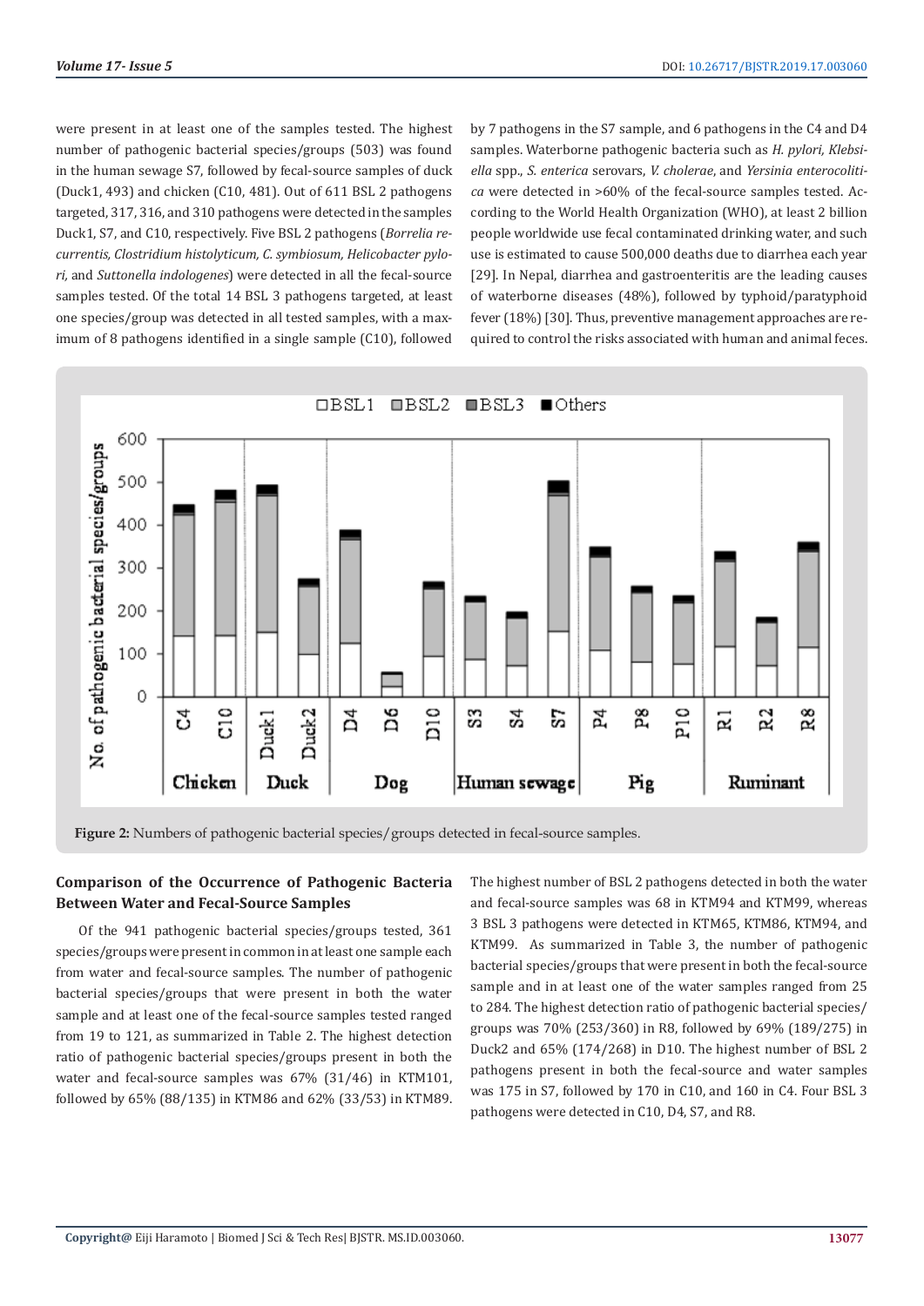were present in at least one of the samples tested. The highest number of pathogenic bacterial species/groups (503) was found in the human sewage S7, followed by fecal-source samples of duck (Duck1, 493) and chicken (C10, 481). Out of 611 BSL 2 pathogens targeted, 317, 316, and 310 pathogens were detected in the samples Duck1, S7, and C10, respectively. Five BSL 2 pathogens (*Borrelia recurrentis, Clostridium histolyticum, C. symbiosum, Helicobacter pylori,* and *Suttonella indologenes*) were detected in all the fecal-source samples tested. Of the total 14 BSL 3 pathogens targeted, at least one species/group was detected in all tested samples, with a maximum of 8 pathogens identified in a single sample (C10), followed by 7 pathogens in the S7 sample, and 6 pathogens in the C4 and D4 samples. Waterborne pathogenic bacteria such as *H. pylori, Klebsiella* spp., *S. enterica* serovars, *V. cholerae*, and *Yersinia enterocolitica* were detected in >60% of the fecal-source samples tested. According to the World Health Organization (WHO), at least 2 billion people worldwide use fecal contaminated drinking water, and such use is estimated to cause 500,000 deaths due to diarrhea each year [29]. In Nepal, diarrhea and gastroenteritis are the leading causes of waterborne diseases (48%), followed by typhoid/paratyphoid fever (18%) [30]. Thus, preventive management approaches are required to control the risks associated with human and animal feces.

**Figure 2:** Numbers of pathogenic bacterial species/groups detected in fecal-source samples.

## Comparison of the Occurrence of Pathogenic Bacteria Between Water and Fecal-Source Samples

Of the 941 pathogenic bacterial species/groups tested, 361 species/groups were present in common in at least one sample each from water and fecal-source samples. The number of pathogenic bacterial species/groups that were present in both the water sample and at least one of the fecal-source samples tested ranged from 19 to 121, as summarized in Table 2. The highest detection ratio of pathogenic bacterial species/groups present in both the water and fecal-source samples was 67% (31/46) in KTM101, followed by 65% (88/135) in KTM86 and 62% (33/53) in KTM89. The highest number of BSL 2 pathogens detected in both the water and fecal-source samples was 68 in KTM94 and KTM99, whereas 3 BSL 3 pathogens were detected in KTM65, KTM86, KTM94, and KTM99. As summarized in Table 3, the number of pathogenic bacterial species/groups that were present in both the fecal-source sample and in at least one of the water samples ranged from 25 to 284. The highest detection ratio of pathogenic bacterial species/groups was 70% (253/360) in R8, followed by 69% (189/275) in Duck2 and 65% (174/268) in D10. The highest number of BSL 2 pathogens present in both the fecal-source and water samples was 175 in S7, followed by 170 in C10, and 160 in C4. Four BSL 3 pathogens were detected in C10, D4, S7, and R8.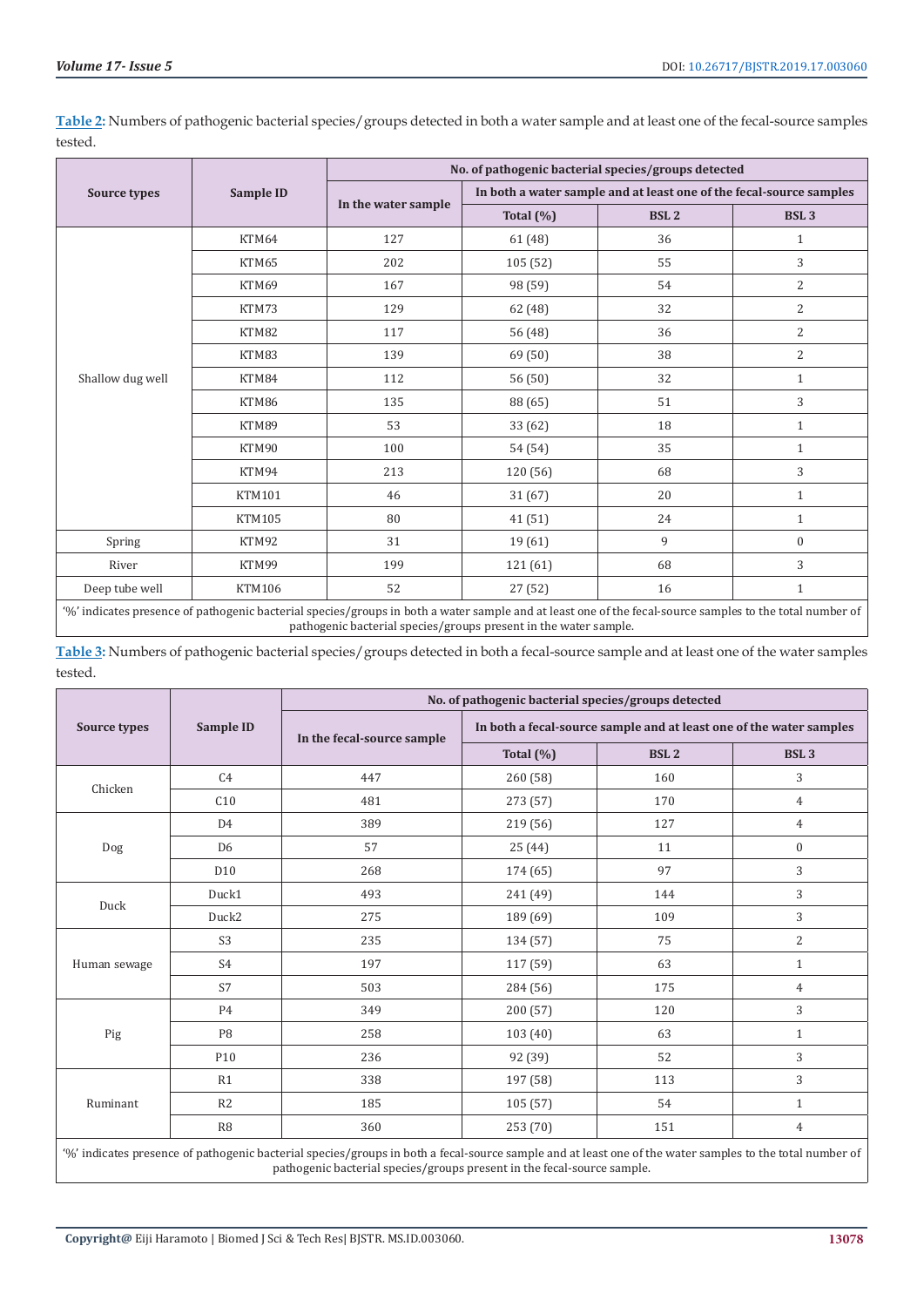**Table 2:** Numbers of pathogenic bacterial species/groups detected in both a water sample and at least one of the fecal-source samples tested.

| Source types | Sample ID | No. of pathogenic bacterial species/groups detected | | | |
|---|---|---|---|---|---|
| | | In the water sample | In both a water sample and at least one of the fecal-source samples | | |
| | | | Total (%) | BSL 2 | BSL 3 |
| Shallow dug well | KTM64 | 127 | 61 (48) | 36 | 1 |
| | KTM65 | 202 | 105 (52) | 55 | 3 |
| | KTM69 | 167 | 98 (59) | 54 | 2 |
| | KTM73 | 129 | 62 (48) | 32 | 2 |
| | KTM82 | 117 | 56 (48) | 36 | 2 |
| | KTM83 | 139 | 69 (50) | 38 | 2 |
| | KTM84 | 112 | 56 (50) | 32 | 1 |
| | KTM86 | 135 | 88 (65) | 51 | 3 |
| | KTM89 | 53 | 33 (62) | 18 | 1 |
| | KTM90 | 100 | 54 (54) | 35 | 1 |
| | KTM94 | 213 | 120 (56) | 68 | 3 |
| | KTM101 | 46 | 31 (67) | 20 | 1 |
| | KTM105 | 80 | 41 (51) | 24 | 1 |
| Spring | KTM92 | 31 | 19 (61) | 9 | 0 |
| River | KTM99 | 199 | 121 (61) | 68 | 3 |
| Deep tube well | KTM106 | 52 | 27 (52) | 16 | 1 |

'%' indicates presence of pathogenic bacterial species/groups in both a water sample and at least one of the fecal-source samples to the total number of pathogenic bacterial species/groups present in the water sample.

**Table 3:** Numbers of pathogenic bacterial species/groups detected in both a fecal-source sample and at least one of the water samples tested.

| Source types | Sample ID | No. of pathogenic bacterial species/groups detected | | | |
|---|---|---|---|---|---|
| | | In the fecal-source sample | In both a fecal-source sample and at least one of the water samples | | |
| | | | Total (%) | BSL 2 | BSL 3 |
| Chicken | C4 | 447 | 260 (58) | 160 | 3 |
| | C10 | 481 | 273 (57) | 170 | 4 |
| Dog | D4 | 389 | 219 (56) | 127 | 4 |
| | D6 | 57 | 25 (44) | 11 | 0 |
| | D10 | 268 | 174 (65) | 97 | 3 |
| Duck | Duck1 | 493 | 241 (49) | 144 | 3 |
| | Duck2 | 275 | 189 (69) | 109 | 3 |
| Human sewage | S3 | 235 | 134 (57) | 75 | 2 |
| | S4 | 197 | 117 (59) | 63 | 1 |
| | S7 | 503 | 284 (56) | 175 | 4 |
| Pig | P4 | 349 | 200 (57) | 120 | 3 |
| | P8 | 258 | 103 (40) | 63 | 1 |
| | P10 | 236 | 92 (39) | 52 | 3 |
| Ruminant | R1 | 338 | 197 (58) | 113 | 3 |
| | R2 | 185 | 105 (57) | 54 | 1 |
| | R8 | 360 | 253 (70) | 151 | 4 |

'%' indicates presence of pathogenic bacterial species/groups in both a fecal-source sample and at least one of the water samples to the total number of pathogenic bacterial species/groups present in the fecal-source sample.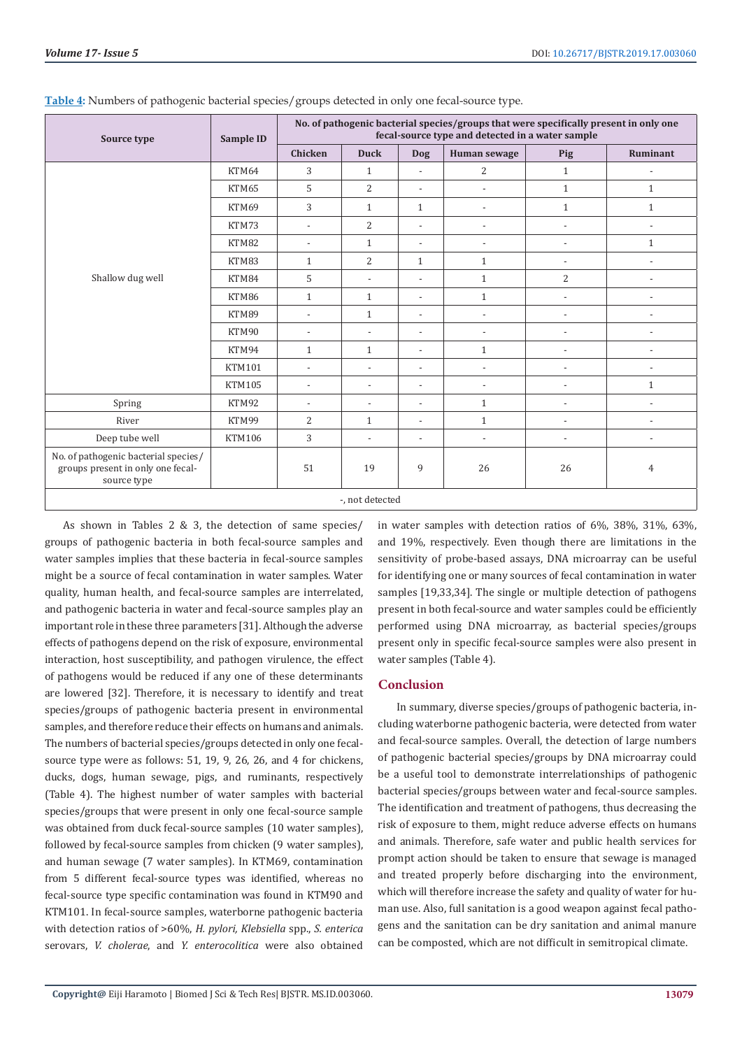**Table 4**: Numbers of pathogenic bacterial species/groups detected in only one fecal-source type.

| Source type | Sample ID | No. of pathogenic bacterial species/groups that were specifically present in only one fecal-source type and detected in a water sample | | | | | |
|---|---|---|---|---|---|---|---|
| | | Chicken | Duck | Dog | Human sewage | Pig | Ruminant |
| Shallow dug well | KTM64 | 3 | 1 | - | 2 | 1 | - |
| | KTM65 | 5 | 2 | - | - | 1 | 1 |
| | KTM69 | 3 | 1 | 1 | - | 1 | 1 |
| | KTM73 | - | 2 | - | - | - | - |
| | KTM82 | - | 1 | - | - | - | 1 |
| | KTM83 | 1 | 2 | 1 | 1 | - | - |
| | KTM84 | 5 | - | - | 1 | 2 | - |
| | KTM86 | 1 | 1 | - | 1 | - | - |
| | KTM89 | - | 1 | - | - | - | - |
| | KTM90 | - | - | - | - | - | - |
| | KTM94 | 1 | 1 | - | 1 | - | - |
| | KTM101 | - | - | - | - | - | - |
| | KTM105 | - | - | - | - | - | 1 |
| Spring | KTM92 | - | - | - | 1 | - | - |
| River | KTM99 | 2 | 1 | - | 1 | - | - |
| Deep tube well | KTM106 | 3 | - | - | - | - | - |
| No. of pathogenic bacterial species/groups present in only one fecal-source type | | 51 | 19 | 9 | 26 | 26 | 4 |

-, not detected

As shown in Tables 2 & 3, the detection of same species/groups of pathogenic bacteria in both fecal-source samples and water samples implies that these bacteria in fecal-source samples might be a source of fecal contamination in water samples. Water quality, human health, and fecal-source samples are interrelated, and pathogenic bacteria in water and fecal-source samples play an important role in these three parameters [31]. Although the adverse effects of pathogens depend on the risk of exposure, environmental interaction, host susceptibility, and pathogen virulence, the effect of pathogens would be reduced if any one of these determinants are lowered [32]. Therefore, it is necessary to identify and treat species/groups of pathogenic bacteria present in environmental samples, and therefore reduce their effects on humans and animals. The numbers of bacterial species/groups detected in only one fecal-source type were as follows: 51, 19, 9, 26, 26, and 4 for chickens, ducks, dogs, human sewage, pigs, and ruminants, respectively (Table 4). The highest number of water samples with bacterial species/groups that were present in only one fecal-source sample was obtained from duck fecal-source samples (10 water samples), followed by fecal-source samples from chicken (9 water samples), and human sewage (7 water samples). In KTM69, contamination from 5 different fecal-source types was identified, whereas no fecal-source type specific contamination was found in KTM90 and KTM101. In fecal-source samples, waterborne pathogenic bacteria with detection ratios of >60%, *H. pylori, Klebsiella* spp., *S. enterica* serovars, *V. cholerae*, and *Y. enterocolitica* were also obtained in water samples with detection ratios of 6%, 38%, 31%, 63%, and 19%, respectively. Even though there are limitations in the sensitivity of probe-based assays, DNA microarray can be useful for identifying one or many sources of fecal contamination in water samples [19,33,34]. The single or multiple detection of pathogens present in both fecal-source and water samples could be efficiently performed using DNA microarray, as bacterial species/groups present only in specific fecal-source samples were also present in water samples (Table 4).

## Conclusion

In summary, diverse species/groups of pathogenic bacteria, including waterborne pathogenic bacteria, were detected from water and fecal-source samples. Overall, the detection of large numbers of pathogenic bacterial species/groups by DNA microarray could be a useful tool to demonstrate interrelationships of pathogenic bacterial species/groups between water and fecal-source samples. The identification and treatment of pathogens, thus decreasing the risk of exposure to them, might reduce adverse effects on humans and animals. Therefore, safe water and public health services for prompt action should be taken to ensure that sewage is managed and treated properly before discharging into the environment, which will therefore increase the safety and quality of water for human use. Also, full sanitation is a good weapon against fecal pathogens and the sanitation can be dry sanitation and animal manure can be composted, which are not difficult in semitropical climate.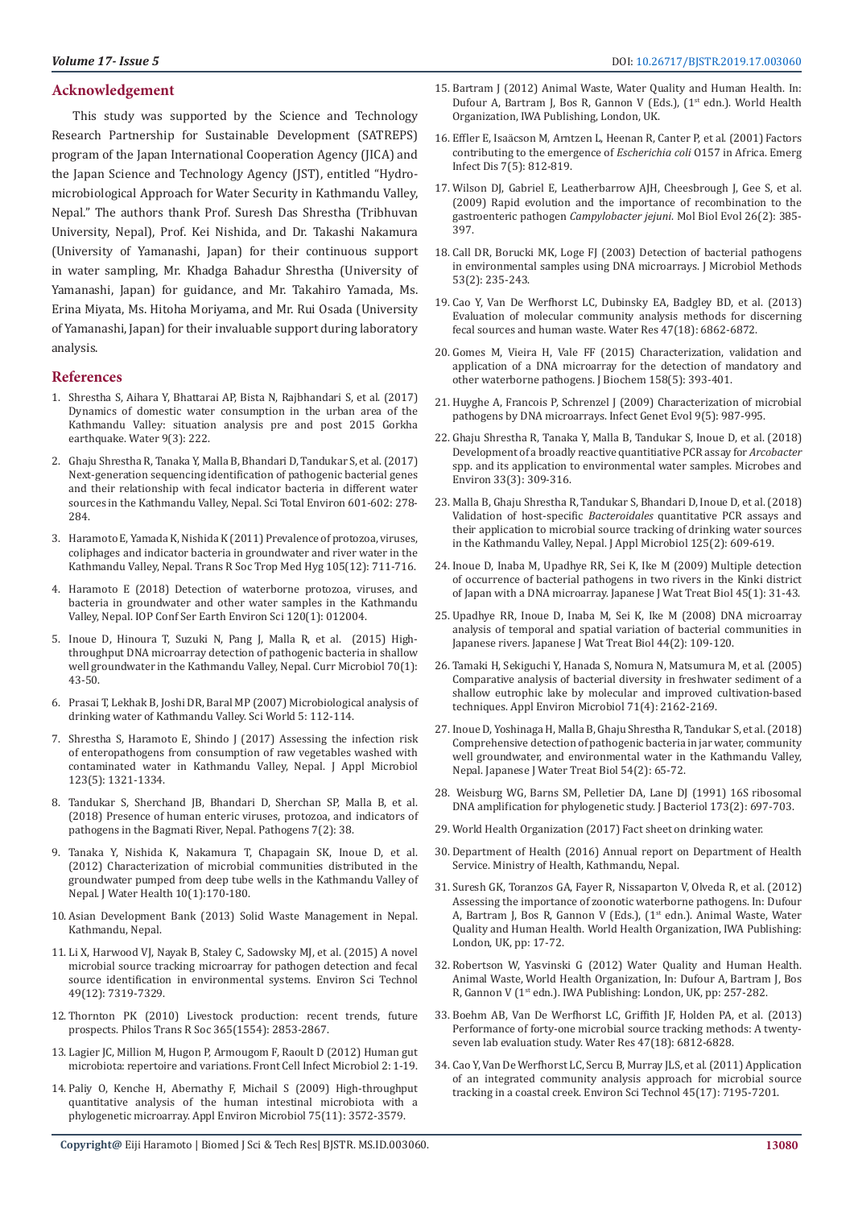## Acknowledgement

This study was supported by the Science and Technology Research Partnership for Sustainable Development (SATREPS) program of the Japan International Cooperation Agency (JICA) and the Japan Science and Technology Agency (JST), entitled "Hydro-microbiological Approach for Water Security in Kathmandu Valley, Nepal." The authors thank Prof. Suresh Das Shrestha (Tribhuvan University, Nepal), Prof. Kei Nishida, and Dr. Takashi Nakamura (University of Yamanashi, Japan) for their continuous support in water sampling, Mr. Khadga Bahadur Shrestha (University of Yamanashi, Japan) for guidance, and Mr. Takahiro Yamada, Ms. Erina Miyata, Ms. Hitoha Moriyama, and Mr. Rui Osada (University of Yamanashi, Japan) for their invaluable support during laboratory analysis.

## References

1. Shrestha S, Aihara Y, Bhattarai AP, Bista N, Rajbhandari S, et al. (2017) Dynamics of domestic water consumption in the urban area of the Kathmandu Valley: situation analysis pre and post 2015 Gorkha earthquake. Water 9(3): 222.
2. Ghaju Shrestha R, Tanaka Y, Malla B, Bhandari D, Tandukar S, et al. (2017) Next-generation sequencing identification of pathogenic bacterial genes and their relationship with fecal indicator bacteria in different water sources in the Kathmandu Valley, Nepal. Sci Total Environ 601-602: 278-284.
3. Haramoto E, Yamada K, Nishida K (2011) Prevalence of protozoa, viruses, coliphages and indicator bacteria in groundwater and river water in the Kathmandu Valley, Nepal. Trans R Soc Trop Med Hyg 105(12): 711-716.
4. Haramoto E (2018) Detection of waterborne protozoa, viruses, and bacteria in groundwater and other water samples in the Kathmandu Valley, Nepal. IOP Conf Ser Earth Environ Sci 120(1): 012004.
5. Inoue D, Hinoura T, Suzuki N, Pang J, Malla R, et al. (2015) High-throughput DNA microarray detection of pathogenic bacteria in shallow well groundwater in the Kathmandu Valley, Nepal. Curr Microbiol 70(1): 43-50.
6. Prasai T, Lekhak B, Joshi DR, Baral MP (2007) Microbiological analysis of drinking water of Kathmandu Valley. Sci World 5: 112-114.
7. Shrestha S, Haramoto E, Shindo J (2017) Assessing the infection risk of enteropathogens from consumption of raw vegetables washed with contaminated water in Kathmandu Valley, Nepal. J Appl Microbiol 123(5): 1321-1334.
8. Tandukar S, Sherchand JB, Bhandari D, Sherchan SP, Malla B, et al. (2018) Presence of human enteric viruses, protozoa, and indicators of pathogens in the Bagmati River, Nepal. Pathogens 7(2): 38.
9. Tanaka Y, Nishida K, Nakamura T, Chapagain SK, Inoue D, et al. (2012) Characterization of microbial communities distributed in the groundwater pumped from deep tube wells in the Kathmandu Valley of Nepal. J Water Health 10(1):170-180.
10. Asian Development Bank (2013) Solid Waste Management in Nepal. Kathmandu, Nepal.
11. Li X, Harwood VJ, Nayak B, Staley C, Sadowsky MJ, et al. (2015) A novel microbial source tracking microarray for pathogen detection and fecal source identification in environmental systems. Environ Sci Technol 49(12): 7319-7329.
12. Thornton PK (2010) Livestock production: recent trends, future prospects. Philos Trans R Soc 365(1554): 2853-2867.
13. Lagier JC, Million M, Hugon P, Armougom F, Raoult D (2012) Human gut microbiota: repertoire and variations. Front Cell Infect Microbiol 2: 1-19.
14. Paliy O, Kenche H, Abernathy F, Michail S (2009) High-throughput quantitative analysis of the human intestinal microbiota with a phylogenetic microarray. Appl Environ Microbiol 75(11): 3572-3579.
15. Bartram J (2012) Animal Waste, Water Quality and Human Health. In: Dufour A, Bartram J, Bos R, Gannon V (Eds.), (1st edn.). World Health Organization, IWA Publishing, London, UK.
16. Effler E, Isaäcson M, Arntzen L, Heenan R, Canter P, et al. (2001) Factors contributing to the emergence of *Escherichia coli* O157 in Africa. Emerg Infect Dis 7(5): 812-819.
17. Wilson DJ, Gabriel E, Leatherbarrow AJH, Cheesbrough J, Gee S, et al. (2009) Rapid evolution and the importance of recombination to the gastroenteric pathogen *Campylobacter jejuni*. Mol Biol Evol 26(2): 385-397.
18. Call DR, Borucki MK, Loge FJ (2003) Detection of bacterial pathogens in environmental samples using DNA microarrays. J Microbiol Methods 53(2): 235-243.
19. Cao Y, Van De Werfhorst LC, Dubinsky EA, Badgley BD, et al. (2013) Evaluation of molecular community analysis methods for discerning fecal sources and human waste. Water Res 47(18): 6862-6872.
20. Gomes M, Vieira H, Vale FF (2015) Characterization, validation and application of a DNA microarray for the detection of mandatory and other waterborne pathogens. J Biochem 158(5): 393-401.
21. Huyghe A, Francois P, Schrenzel J (2009) Characterization of microbial pathogens by DNA microarrays. Infect Genet Evol 9(5): 987-995.
22. Ghaju Shrestha R, Tanaka Y, Malla B, Tandukar S, Inoue D, et al. (2018) Development of a broadly reactive quantitative PCR assay for *Arcobacter* spp. and its application to environmental water samples. Microbes and Environ 33(3): 309-316.
23. Malla B, Ghaju Shrestha R, Tandukar S, Bhandari D, Inoue D, et al. (2018) Validation of host-specific *Bacteroidales* quantitative PCR assays and their application to microbial source tracking of drinking water sources in the Kathmandu Valley, Nepal. J Appl Microbiol 125(2): 609-619.
24. Inoue D, Inaba M, Upadhye RR, Sei K, Ike M (2009) Multiple detection of occurrence of bacterial pathogens in two rivers in the Kinki district of Japan with a DNA microarray. Japanese J Wat Treat Biol 45(1): 31-43.
25. Upadhye RR, Inoue D, Inaba M, Sei K, Ike M (2008) DNA microarray analysis of temporal and spatial variation of bacterial communities in Japanese rivers. Japanese J Wat Treat Biol 44(2): 109-120.
26. Tamaki H, Sekiguchi Y, Hanada S, Nomura N, Matsumura M, et al. (2005) Comparative analysis of bacterial diversity in freshwater sediment of a shallow eutrophic lake by molecular and improved cultivation-based techniques. Appl Environ Microbiol 71(4): 2162-2169.
27. Inoue D, Yoshinaga H, Malla B, Ghaju Shrestha R, Tandukar S, et al. (2018) Comprehensive detection of pathogenic bacteria in jar water, community well groundwater, and environmental water in the Kathmandu Valley, Nepal. Japanese J Water Treat Biol 54(2): 65-72.
28. Weisburg WG, Barns SM, Pelletier DA, Lane DJ (1991) 16S ribosomal DNA amplification for phylogenetic study. J Bacteriol 173(2): 697-703.
29. World Health Organization (2017) Fact sheet on drinking water.
30. Department of Health (2016) Annual report on Department of Health Service. Ministry of Health, Kathmandu, Nepal.
31. Suresh GK, Toranzos GA, Fayer R, Nissaparton V, Olveda R, et al. (2012) Assessing the importance of zoonotic waterborne pathogens. In: Dufour A, Bartram J, Bos R, Gannon V (Eds.), (1st edn.). Animal Waste, Water Quality and Human Health. World Health Organization, IWA Publishing: London, UK, pp: 17-72.
32. Robertson W, Yasvinski G (2012) Water Quality and Human Health. Animal Waste, World Health Organization, In: Dufour A, Bartram J, Bos R, Gannon V (1st edn.). IWA Publishing: London, UK, pp: 257-282.
33. Boehm AB, Van De Werfhorst LC, Griffith JF, Holden PA, et al. (2013) Performance of forty-one microbial source tracking methods: A twenty-seven lab evaluation study. Water Res 47(18): 6812-6828.
34. Cao Y, Van De Werfhorst LC, Sercu B, Murray JLS, et al. (2011) Application of an integrated community analysis approach for microbial source tracking in a coastal creek. Environ Sci Technol 45(17): 7195-7201.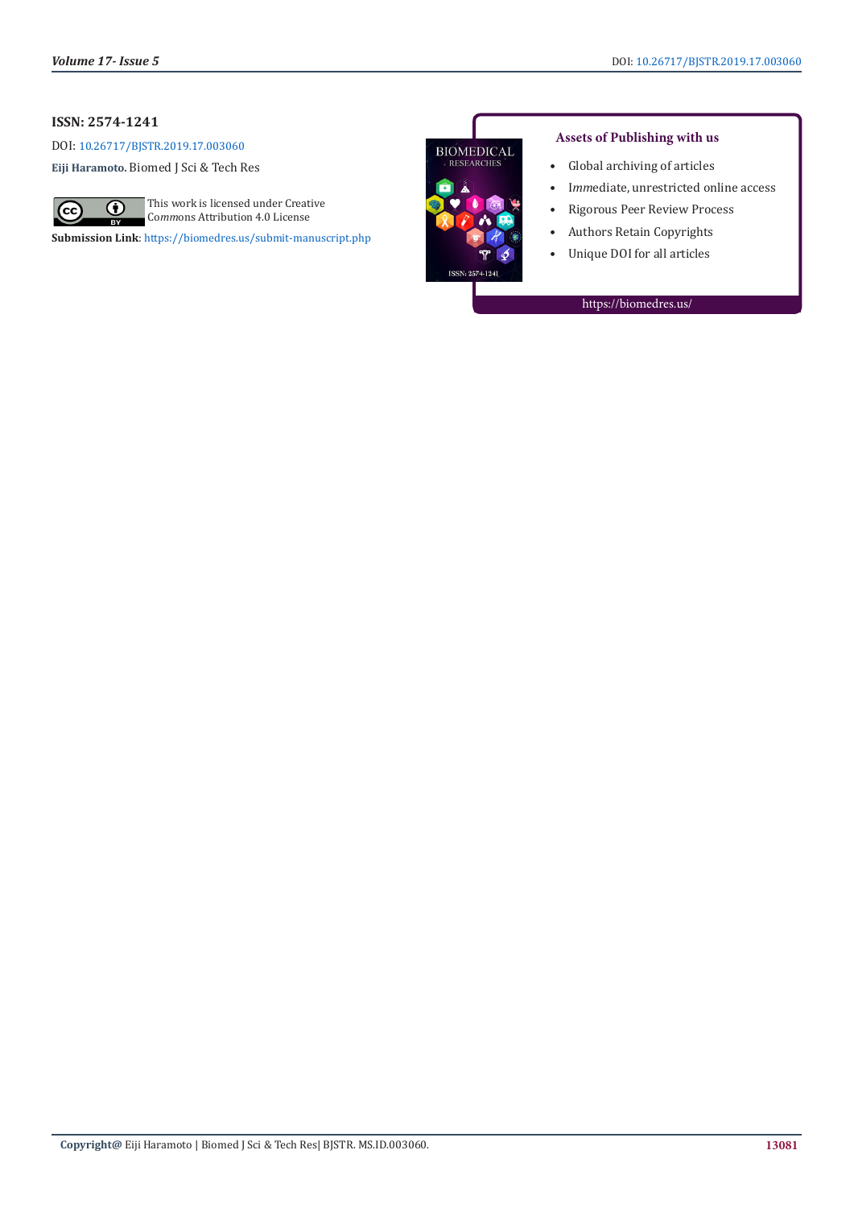**ISSN: 2574-1241**

DOI: 10.26717/BJSTR.2019.17.003060

**Eiji Haramoto.** Biomed J Sci & Tech Res

This work is licensed under Creative Commons Attribution 4.0 License

**Submission Link**: https://biomedres.us/submit-manuscript.php

### Assets of Publishing with us

- Global archiving of articles
- Immediate, unrestricted online access
- Rigorous Peer Review Process
- Authors Retain Copyrights
- Unique DOI for all articles

https://biomedres.us/